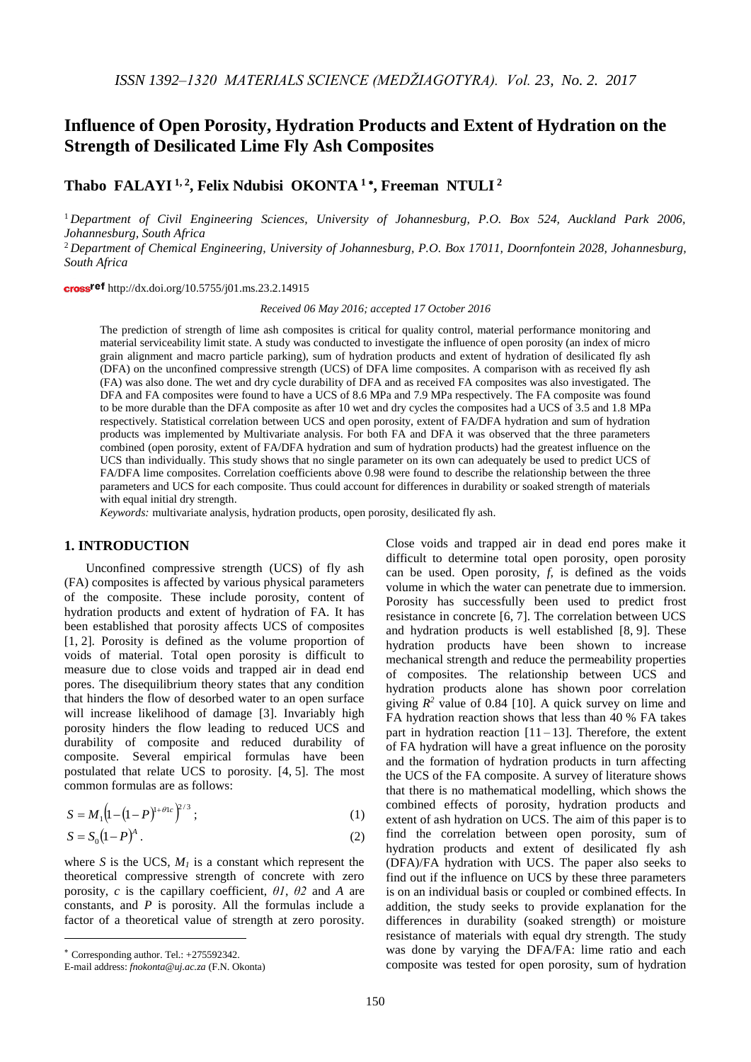# Influence of Open Porosity, Hydration Products and Extent of Hydration on the Strength of Desilicated Lime Fly Ash Composites

**Thabo FALAYI [1, 2], Felix Ndubisi OKONTA [1] *, Freeman NTULI [2]**

[1] *Department of Civil Engineering Sciences, University of Johannesburg, P.O. Box 524, Auckland Park 2006, Johannesburg, South Africa*

[2] *Department of Chemical Engineering, University of Johannesburg, P.O. Box 17011, Doornfontein 2028, Johannesburg, South Africa*

http://dx.doi.org/10.5755/j01.ms.23.2.14915

*Received 06 May 2016; accepted 17 October 2016*

The prediction of strength of lime ash composites is critical for quality control, material performance monitoring and material serviceability limit state. A study was conducted to investigate the influence of open porosity (an index of micro grain alignment and macro particle parking), sum of hydration products and extent of hydration of desilicated fly ash (DFA) on the unconfined compressive strength (UCS) of DFA lime composites. A comparison with as received fly ash (FA) was also done. The wet and dry cycle durability of DFA and as received FA composites was also investigated. The DFA and FA composites were found to have a UCS of 8.6 MPa and 7.9 MPa respectively. The FA composite was found to be more durable than the DFA composite as after 10 wet and dry cycles the composites had a UCS of 3.5 and 1.8 MPa respectively. Statistical correlation between UCS and open porosity, extent of FA/DFA hydration and sum of hydration products was implemented by Multivariate analysis. For both FA and DFA it was observed that the three parameters combined (open porosity, extent of FA/DFA hydration and sum of hydration products) had the greatest influence on the UCS than individually. This study shows that no single parameter on its own can adequately be used to predict UCS of FA/DFA lime composites. Correlation coefficients above 0.98 were found to describe the relationship between the three parameters and UCS for each composite. Thus could account for differences in durability or soaked strength of materials with equal initial dry strength.

*Keywords:* multivariate analysis, hydration products, open porosity, desilicated fly ash.

## 1. INTRODUCTION

Unconfined compressive strength (UCS) of fly ash (FA) composites is affected by various physical parameters of the composite. These include porosity, content of hydration products and extent of hydration of FA. It has been established that porosity affects UCS of composites [1, 2]. Porosity is defined as the volume proportion of voids of material. Total open porosity is difficult to measure due to close voids and trapped air in dead end pores. The disequilibrium theory states that any condition that hinders the flow of desorbed water to an open surface will increase likelihood of damage [3]. Invariably high porosity hinders the flow leading to reduced UCS and durability of composite and reduced durability of composite. Several empirical formulas have been postulated that relate UCS to porosity. [4, 5]. The most common formulas are as follows:

$$S = M_1\left(1-(1-P)^{1+\theta 1c}\right)^{2/3}; \quad (1)$$

$$S = S_0(1-P)^A. \quad (2)$$

where $S$ is the UCS, $M_1$ is a constant which represent the theoretical compressive strength of concrete with zero porosity, $c$ is the capillary coefficient, $\theta 1$, $\theta 2$ and $A$ are constants, and $P$ is porosity. All the formulas include a factor of a theoretical value of strength at zero porosity. Close voids and trapped air in dead end pores make it difficult to determine total open porosity, open porosity can be used. Open porosity, $f$, is defined as the voids volume in which the water can penetrate due to immersion. Porosity has successfully been used to predict frost resistance in concrete [6, 7]. The correlation between UCS and hydration products is well established [8, 9]. These hydration products have been shown to increase mechanical strength and reduce the permeability properties of composites. The relationship between UCS and hydration products alone has shown poor correlation giving $R^2$ value of 0.84 [10]. A quick survey on lime and FA hydration reaction shows that less than 40 % FA takes part in hydration reaction [11 – 13]. Therefore, the extent of FA hydration will have a great influence on the porosity and the formation of hydration products in turn affecting the UCS of the FA composite. A survey of literature shows that there is no mathematical modelling, which shows the combined effects of porosity, hydration products and extent of ash hydration on UCS. The aim of this paper is to find the correlation between open porosity, sum of hydration products and extent of desilicated fly ash (DFA)/FA hydration with UCS. The paper also seeks to find out if the influence on UCS by these three parameters is on an individual basis or coupled or combined effects. In addition, the study seeks to provide explanation for the differences in durability (soaked strength) or moisture resistance of materials with equal dry strength. The study was done by varying the DFA/FA: lime ratio and each composite was tested for open porosity, sum of hydration

\* Corresponding author. Tel.: +275592342.
E-mail address: *fnokonta@uj.ac.za* (F.N. Okonta)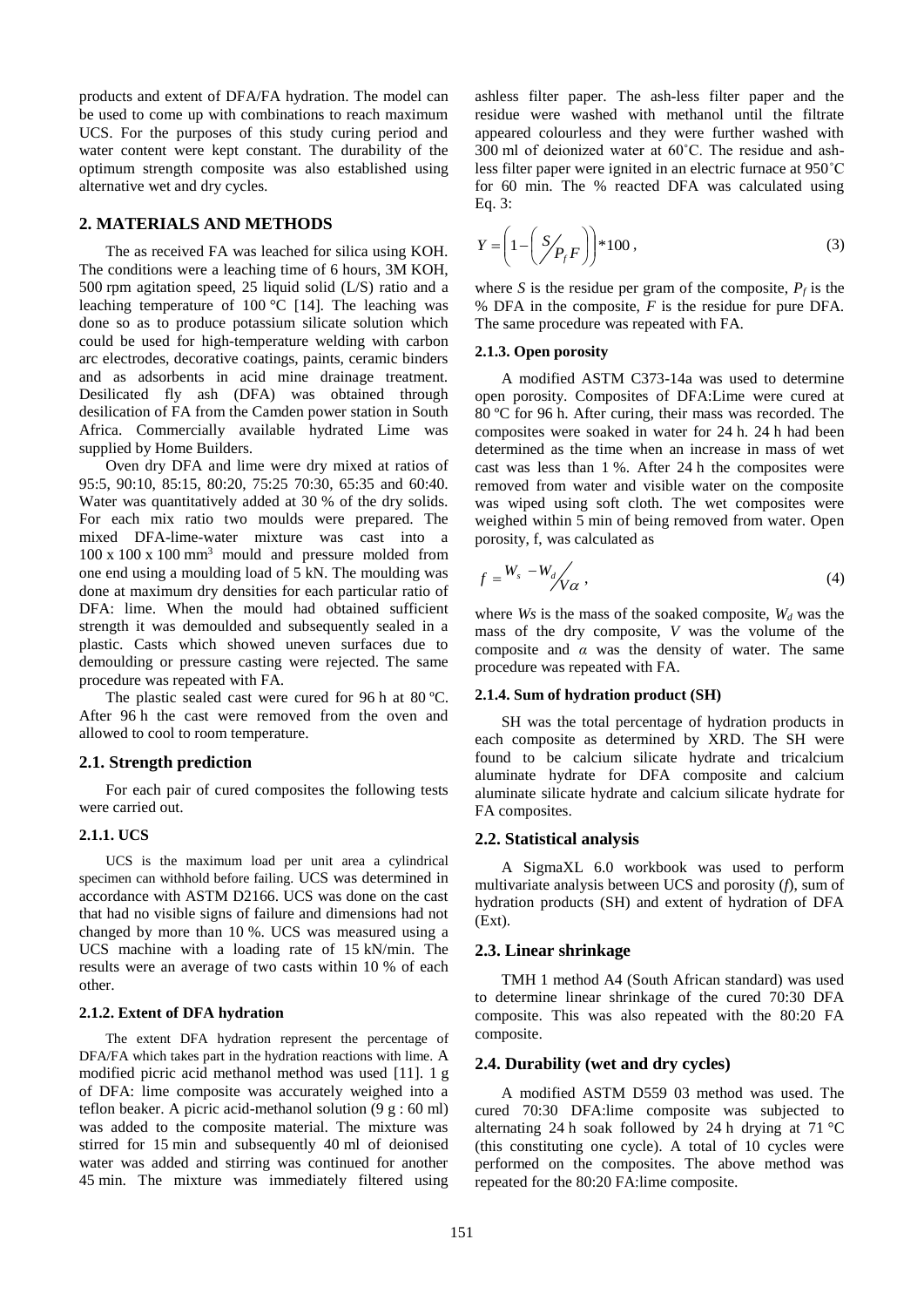products and extent of DFA/FA hydration. The model can be used to come up with combinations to reach maximum UCS. For the purposes of this study curing period and water content were kept constant. The durability of the optimum strength composite was also established using alternative wet and dry cycles.

## 2. MATERIALS AND METHODS

The as received FA was leached for silica using KOH. The conditions were a leaching time of 6 hours, 3M KOH, 500 rpm agitation speed, 25 liquid solid (L/S) ratio and a leaching temperature of 100 °C [14]. The leaching was done so as to produce potassium silicate solution which could be used for high-temperature welding with carbon arc electrodes, decorative coatings, paints, ceramic binders and as adsorbents in acid mine drainage treatment. Desilicated fly ash (DFA) was obtained through desilication of FA from the Camden power station in South Africa. Commercially available hydrated Lime was supplied by Home Builders.

Oven dry DFA and lime were dry mixed at ratios of 95:5, 90:10, 85:15, 80:20, 75:25 70:30, 65:35 and 60:40. Water was quantitatively added at 30 % of the dry solids. For each mix ratio two moulds were prepared. The mixed DFA-lime-water mixture was cast into a 100 x 100 x 100 mm³ mould and pressure molded from one end using a moulding load of 5 kN. The moulding was done at maximum dry densities for each particular ratio of DFA: lime. When the mould had obtained sufficient strength it was demoulded and subsequently sealed in a plastic. Casts which showed uneven surfaces due to demoulding or pressure casting were rejected. The same procedure was repeated with FA.

The plastic sealed cast were cured for 96 h at 80 ºC. After 96 h the cast were removed from the oven and allowed to cool to room temperature.

### 2.1. Strength prediction

For each pair of cured composites the following tests were carried out.

#### 2.1.1. UCS

UCS is the maximum load per unit area a cylindrical specimen can withhold before failing. UCS was determined in accordance with ASTM D2166. UCS was done on the cast that had no visible signs of failure and dimensions had not changed by more than 10 %. UCS was measured using a UCS machine with a loading rate of 15 kN/min. The results were an average of two casts within 10 % of each other.

#### 2.1.2. Extent of DFA hydration

The extent DFA hydration represent the percentage of DFA/FA which takes part in the hydration reactions with lime. A modified picric acid methanol method was used [11]. 1 g of DFA: lime composite was accurately weighed into a teflon beaker. A picric acid-methanol solution (9 g : 60 ml) was added to the composite material. The mixture was stirred for 15 min and subsequently 40 ml of deionised water was added and stirring was continued for another 45 min. The mixture was immediately filtered using ashless filter paper. The ash-less filter paper and the residue were washed with methanol until the filtrate appeared colourless and they were further washed with 300 ml of deionized water at 60˚C. The residue and ash-less filter paper were ignited in an electric furnace at 950˚C for 60 min. The % reacted DFA was calculated using Eq. 3:

$$Y = \left(1 - \left( {S}/{P_f F} \right)\right) * 100 , \tag{3}$$

where $S$ is the residue per gram of the composite, $P_f$ is the % DFA in the composite, $F$ is the residue for pure DFA. The same procedure was repeated with FA.

#### 2.1.3. Open porosity

A modified ASTM C373-14a was used to determine open porosity. Composites of DFA:Lime were cured at 80 ºC for 96 h. After curing, their mass was recorded. The composites were soaked in water for 24 h. 24 h had been determined as the time when an increase in mass of wet cast was less than 1 %. After 24 h the composites were removed from water and visible water on the composite was wiped using soft cloth. The wet composites were weighed within 5 min of being removed from water. Open porosity, f, was calculated as

$$f = {W_s - W_d}/{V\alpha} , \tag{4}$$

where $Ws$ is the mass of the soaked composite, $W_d$ was the mass of the dry composite, $V$ was the volume of the composite and $\alpha$ was the density of water. The same procedure was repeated with FA.

#### 2.1.4. Sum of hydration product (SH)

SH was the total percentage of hydration products in each composite as determined by XRD. The SH were found to be calcium silicate hydrate and tricalcium aluminate hydrate for DFA composite and calcium aluminate silicate hydrate and calcium silicate hydrate for FA composites.

### 2.2. Statistical analysis

A SigmaXL 6.0 workbook was used to perform multivariate analysis between UCS and porosity ($f$), sum of hydration products (SH) and extent of hydration of DFA (Ext).

### 2.3. Linear shrinkage

TMH 1 method A4 (South African standard) was used to determine linear shrinkage of the cured 70:30 DFA composite. This was also repeated with the 80:20 FA composite.

### 2.4. Durability (wet and dry cycles)

A modified ASTM D559 03 method was used. The cured 70:30 DFA:lime composite was subjected to alternating 24 h soak followed by 24 h drying at 71 °C (this constituting one cycle). A total of 10 cycles were performed on the composites. The above method was repeated for the 80:20 FA:lime composite.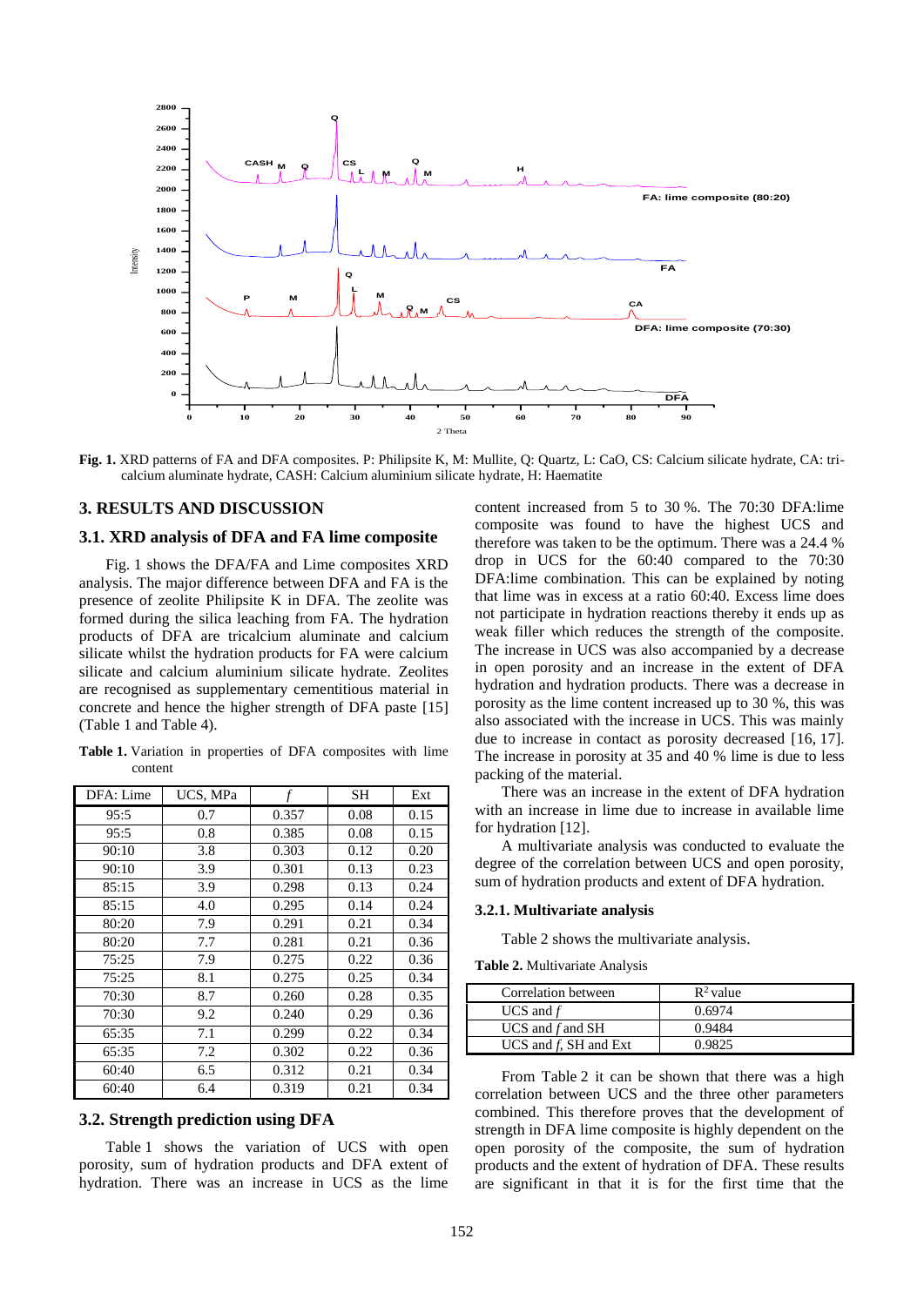**Fig. 1.** XRD patterns of FA and DFA composites. P: Philipsite K, M: Mullite, Q: Quartz, L: CaO, CS: Calcium silicate hydrate, CA: tri-calcium aluminate hydrate, CASH: Calcium aluminium silicate hydrate, H: Haematite

## 3. RESULTS AND DISCUSSION

### 3.1. XRD analysis of DFA and FA lime composite

Fig. 1 shows the DFA/FA and Lime composites XRD analysis. The major difference between DFA and FA is the presence of zeolite Philipsite K in DFA. The zeolite was formed during the silica leaching from FA. The hydration products of DFA are tricalcium aluminate and calcium silicate whilst the hydration products for FA were calcium silicate and calcium aluminium silicate hydrate. Zeolites are recognised as supplementary cementitious material in concrete and hence the higher strength of DFA paste [15] (Table 1 and Table 4).

**Table 1.** Variation in properties of DFA composites with lime content

| DFA: Lime | UCS, MPa | *f* | SH | Ext |
|---|---|---|---|---|
| 95:5 | 0.7 | 0.357 | 0.08 | 0.15 |
| 95:5 | 0.8 | 0.385 | 0.08 | 0.15 |
| 90:10 | 3.8 | 0.303 | 0.12 | 0.20 |
| 90:10 | 3.9 | 0.301 | 0.13 | 0.23 |
| 85:15 | 3.9 | 0.298 | 0.13 | 0.24 |
| 85:15 | 4.0 | 0.295 | 0.14 | 0.24 |
| 80:20 | 7.9 | 0.291 | 0.21 | 0.34 |
| 80:20 | 7.7 | 0.281 | 0.21 | 0.36 |
| 75:25 | 7.9 | 0.275 | 0.22 | 0.36 |
| 75:25 | 8.1 | 0.275 | 0.25 | 0.34 |
| 70:30 | 8.7 | 0.260 | 0.28 | 0.35 |
| 70:30 | 9.2 | 0.240 | 0.29 | 0.36 |
| 65:35 | 7.1 | 0.299 | 0.22 | 0.34 |
| 65:35 | 7.2 | 0.302 | 0.22 | 0.36 |
| 60:40 | 6.5 | 0.312 | 0.21 | 0.34 |
| 60:40 | 6.4 | 0.319 | 0.21 | 0.34 |

### 3.2. Strength prediction using DFA

Table 1 shows the variation of UCS with open porosity, sum of hydration products and DFA extent of hydration. There was an increase in UCS as the lime content increased from 5 to 30 %. The 70:30 DFA:lime composite was found to have the highest UCS and therefore was taken to be the optimum. There was a 24.4 % drop in UCS for the 60:40 compared to the 70:30 DFA:lime combination. This can be explained by noting that lime was in excess at a ratio 60:40. Excess lime does not participate in hydration reactions thereby it ends up as weak filler which reduces the strength of the composite. The increase in UCS was also accompanied by a decrease in open porosity and an increase in the extent of DFA hydration and hydration products. There was a decrease in porosity as the lime content increased up to 30 %, this was also associated with the increase in UCS. This was mainly due to increase in contact as porosity decreased [16, 17]. The increase in porosity at 35 and 40 % lime is due to less packing of the material.

There was an increase in the extent of DFA hydration with an increase in lime due to increase in available lime for hydration [12].

A multivariate analysis was conducted to evaluate the degree of the correlation between UCS and open porosity, sum of hydration products and extent of DFA hydration.

#### 3.2.1. Multivariate analysis

Table 2 shows the multivariate analysis.

**Table 2.** Multivariate Analysis

| Correlation between | $R^2$ value |
|---|---|
| UCS and *f* | 0.6974 |
| UCS and *f* and SH | 0.9484 |
| UCS and *f*, SH and Ext | 0.9825 |

From Table 2 it can be shown that there was a high correlation between UCS and the three other parameters combined. This therefore proves that the development of strength in DFA lime composite is highly dependent on the open porosity of the composite, the sum of hydration products and the extent of hydration of DFA. These results are significant in that it is for the first time that the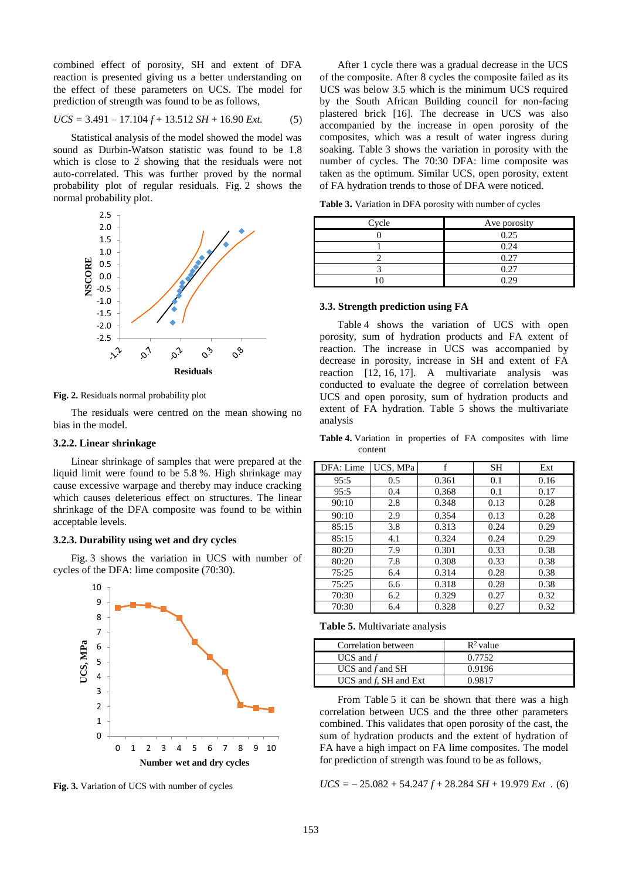combined effect of porosity, SH and extent of DFA reaction is presented giving us a better understanding on the effect of these parameters on UCS. The model for prediction of strength was found to be as follows,

$$UCS = 3.491 - 17.104\,f + 13.512\,SH + 16.90\,Ext. \qquad (5)$$

Statistical analysis of the model showed the model was sound as Durbin-Watson statistic was found to be 1.8 which is close to 2 showing that the residuals were not auto-correlated. This was further proved by the normal probability plot of regular residuals. Fig. 2 shows the normal probability plot.

**Fig. 2.** Residuals normal probability plot

The residuals were centred on the mean showing no bias in the model.

### 3.2.2. Linear shrinkage

Linear shrinkage of samples that were prepared at the liquid limit were found to be 5.8 %. High shrinkage may cause excessive warpage and thereby may induce cracking which causes deleterious effect on structures. The linear shrinkage of the DFA composite was found to be within acceptable levels.

### 3.2.3. Durability using wet and dry cycles

Fig. 3 shows the variation in UCS with number of cycles of the DFA: lime composite (70:30).

**Fig. 3.** Variation of UCS with number of cycles

After 1 cycle there was a gradual decrease in the UCS of the composite. After 8 cycles the composite failed as its UCS was below 3.5 which is the minimum UCS required by the South African Building council for non-facing plastered brick [16]. The decrease in UCS was also accompanied by the increase in open porosity of the composites, which was a result of water ingress during soaking. Table 3 shows the variation in porosity with the number of cycles. The 70:30 DFA: lime composite was taken as the optimum. Similar UCS, open porosity, extent of FA hydration trends to those of DFA were noticed.

**Table 3.** Variation in DFA porosity with number of cycles

| Cycle | Ave porosity |
|---|---|
| 0 | 0.25 |
| 1 | 0.24 |
| 2 | 0.27 |
| 3 | 0.27 |
| 10 | 0.29 |

### 3.3. Strength prediction using FA

Table 4 shows the variation of UCS with open porosity, sum of hydration products and FA extent of reaction. The increase in UCS was accompanied by decrease in porosity, increase in SH and extent of FA reaction [12, 16, 17]. A multivariate analysis was conducted to evaluate the degree of correlation between UCS and open porosity, sum of hydration products and extent of FA hydration. Table 5 shows the multivariate analysis

**Table 4.** Variation in properties of FA composites with lime content

| DFA: Lime | UCS, MPa | f | SH | Ext |
|---|---|---|---|---|
| 95:5 | 0.5 | 0.361 | 0.1 | 0.16 |
| 95:5 | 0.4 | 0.368 | 0.1 | 0.17 |
| 90:10 | 2.8 | 0.348 | 0.13 | 0.28 |
| 90:10 | 2.9 | 0.354 | 0.13 | 0.28 |
| 85:15 | 3.8 | 0.313 | 0.24 | 0.29 |
| 85:15 | 4.1 | 0.324 | 0.24 | 0.29 |
| 80:20 | 7.9 | 0.301 | 0.33 | 0.38 |
| 80:20 | 7.8 | 0.308 | 0.33 | 0.38 |
| 75:25 | 6.4 | 0.314 | 0.28 | 0.38 |
| 75:25 | 6.6 | 0.318 | 0.28 | 0.38 |
| 70:30 | 6.2 | 0.329 | 0.27 | 0.32 |
| 70:30 | 6.4 | 0.328 | 0.27 | 0.32 |

**Table 5.** Multivariate analysis

| Correlation between | $R^2$ value |
|---|---|
| UCS and $f$ | 0.7752 |
| UCS and $f$ and SH | 0.9196 |
| UCS and $f$, SH and Ext | 0.9817 |

From Table 5 it can be shown that there was a high correlation between UCS and the three other parameters combined. This validates that open porosity of the cast, the sum of hydration products and the extent of hydration of FA have a high impact on FA lime composites. The model for prediction of strength was found to be as follows,

$$UCS = -25.082 + 54.247\,f + 28.284\,SH + 19.979\,Ext\ . \quad (6)$$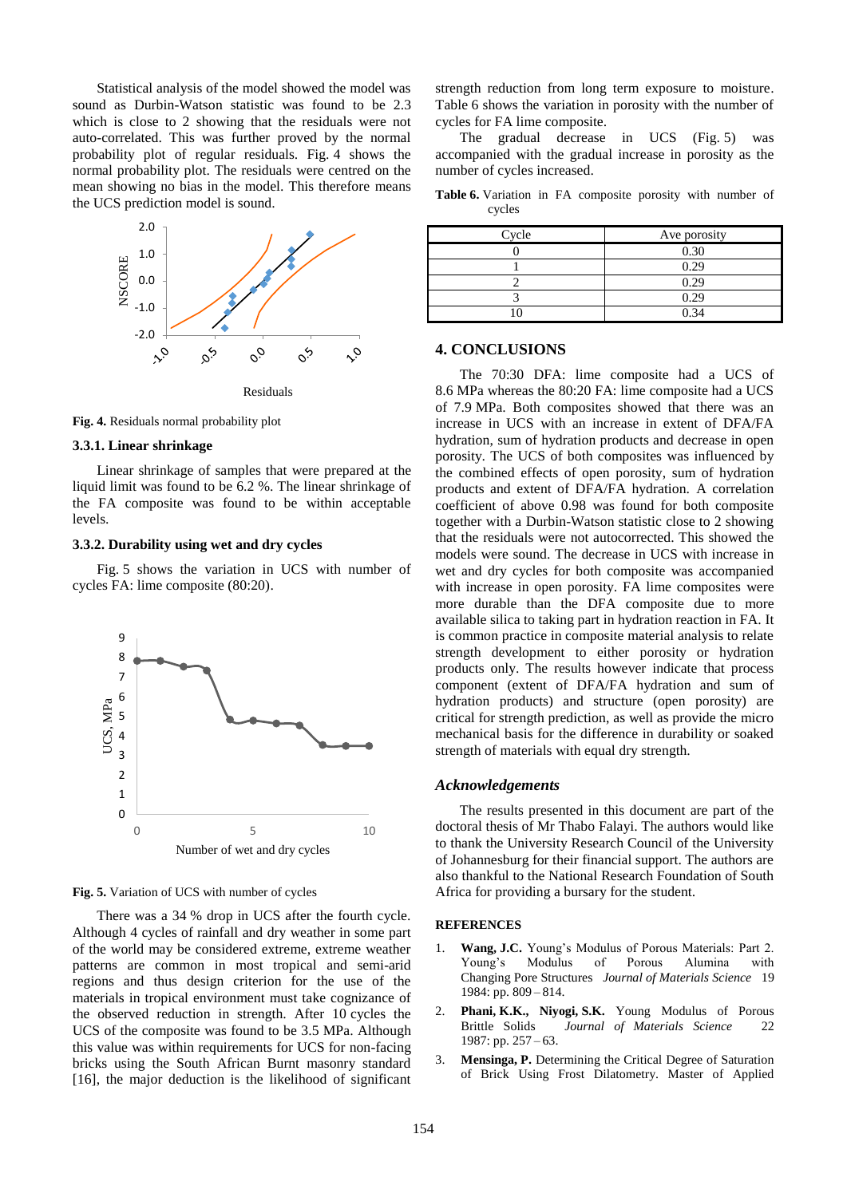Statistical analysis of the model showed the model was sound as Durbin-Watson statistic was found to be 2.3 which is close to 2 showing that the residuals were not auto-correlated. This was further proved by the normal probability plot of regular residuals. Fig. 4 shows the normal probability plot. The residuals were centred on the mean showing no bias in the model. This therefore means the UCS prediction model is sound.

**Fig. 4.** Residuals normal probability plot

### 3.3.1. Linear shrinkage

Linear shrinkage of samples that were prepared at the liquid limit was found to be 6.2 %. The linear shrinkage of the FA composite was found to be within acceptable levels.

### 3.3.2. Durability using wet and dry cycles

Fig. 5 shows the variation in UCS with number of cycles FA: lime composite (80:20).

**Fig. 5.** Variation of UCS with number of cycles

There was a 34 % drop in UCS after the fourth cycle. Although 4 cycles of rainfall and dry weather in some part of the world may be considered extreme, extreme weather patterns are common in most tropical and semi-arid regions and thus design criterion for the use of the materials in tropical environment must take cognizance of the observed reduction in strength. After 10 cycles the UCS of the composite was found to be 3.5 MPa. Although this value was within requirements for UCS for non-facing bricks using the South African Burnt masonry standard [16], the major deduction is the likelihood of significant strength reduction from long term exposure to moisture. Table 6 shows the variation in porosity with the number of cycles for FA lime composite.

The gradual decrease in UCS (Fig. 5) was accompanied with the gradual increase in porosity as the number of cycles increased.

**Table 6.** Variation in FA composite porosity with number of cycles

| Cycle | Ave porosity |
|---|---|
| 0 | 0.30 |
| 1 | 0.29 |
| 2 | 0.29 |
| 3 | 0.29 |
| 10 | 0.34 |

## 4. CONCLUSIONS

The 70:30 DFA: lime composite had a UCS of 8.6 MPa whereas the 80:20 FA: lime composite had a UCS of 7.9 MPa. Both composites showed that there was an increase in UCS with an increase in extent of DFA/FA hydration, sum of hydration products and decrease in open porosity. The UCS of both composites was influenced by the combined effects of open porosity, sum of hydration products and extent of DFA/FA hydration. A correlation coefficient of above 0.98 was found for both composite together with a Durbin-Watson statistic close to 2 showing that the residuals were not autocorrected. This showed the models were sound. The decrease in UCS with increase in wet and dry cycles for both composite was accompanied with increase in open porosity. FA lime composites were more durable than the DFA composite due to more available silica to taking part in hydration reaction in FA. It is common practice in composite material analysis to relate strength development to either porosity or hydration products only. The results however indicate that process component (extent of DFA/FA hydration and sum of hydration products) and structure (open porosity) are critical for strength prediction, as well as provide the micro mechanical basis for the difference in durability or soaked strength of materials with equal dry strength.

### *Acknowledgements*

The results presented in this document are part of the doctoral thesis of Mr Thabo Falayi. The authors would like to thank the University Research Council of the University of Johannesburg for their financial support. The authors are also thankful to the National Research Foundation of South Africa for providing a bursary for the student.

### REFERENCES

1. **Wang, J.C.** Young's Modulus of Porous Materials: Part 2. Young's Modulus of Porous Alumina with Changing Pore Structures *Journal of Materials Science* 19 1984: pp. 809 – 814.
2. **Phani, K.K., Niyogi, S.K.** Young Modulus of Porous Brittle Solids *Journal of Materials Science* 22 1987: pp. 257 – 63.
3. **Mensinga, P.** Determining the Critical Degree of Saturation of Brick Using Frost Dilatometry. Master of Applied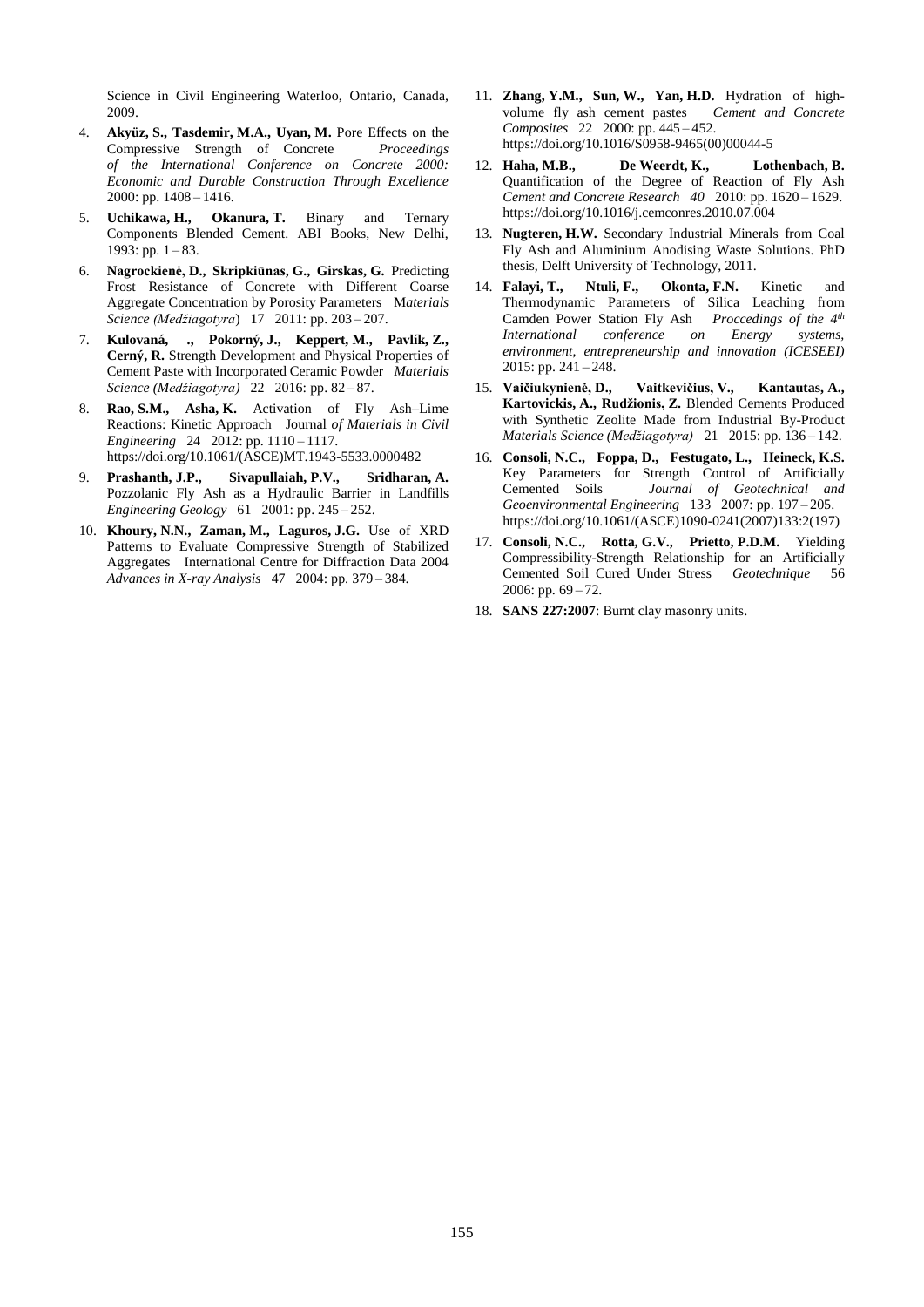Science in Civil Engineering Waterloo, Ontario, Canada, 2009.

4. **Akyüz, S., Tasdemir, M.A., Uyan, M.** Pore Effects on the Compressive Strength of Concrete *Proceedings of the International Conference on Concrete 2000: Economic and Durable Construction Through Excellence* 2000: pp. 1408 – 1416.
5. **Uchikawa, H., Okanura, T.** Binary and Ternary Components Blended Cement. ABI Books, New Delhi, 1993: pp. 1 – 83.
6. **Nagrockienė, D., Skripkiūnas, G., Girskas, G.** Predicting Frost Resistance of Concrete with Different Coarse Aggregate Concentration by Porosity Parameters *Materials Science (Medžiagotyra)* 17 2011: pp. 203 – 207.
7. **Kulovaná, ., Pokorný, J., Keppert, M., Pavlík, Z., Cerný, R.** Strength Development and Physical Properties of Cement Paste with Incorporated Ceramic Powder *Materials Science (Medžiagotyra)* 22 2016: pp. 82 – 87.
8. **Rao, S.M., Asha, K.** Activation of Fly Ash–Lime Reactions: Kinetic Approach Journal *of Materials in Civil Engineering* 24 2012: pp. 1110 – 1117. https://doi.org/10.1061/(ASCE)MT.1943-5533.0000482
9. **Prashanth, J.P., Sivapullaiah, P.V., Sridharan, A.** Pozzolanic Fly Ash as a Hydraulic Barrier in Landfills *Engineering Geology* 61 2001: pp. 245 – 252.
10. **Khoury, N.N., Zaman, M., Laguros, J.G.** Use of XRD Patterns to Evaluate Compressive Strength of Stabilized Aggregates International Centre for Diffraction Data 2004 *Advances in X-ray Analysis* 47 2004: pp. 379 – 384.
11. **Zhang, Y.M., Sun, W., Yan, H.D.** Hydration of high-volume fly ash cement pastes *Cement and Concrete Composites* 22 2000: pp. 445 – 452. https://doi.org/10.1016/S0958-9465(00)00044-5
12. **Haha, M.B., De Weerdt, K., Lothenbach, B.** Quantification of the Degree of Reaction of Fly Ash *Cement and Concrete Research 40* 2010: pp. 1620 – 1629. https://doi.org/10.1016/j.cemconres.2010.07.004
13. **Nugteren, H.W.** Secondary Industrial Minerals from Coal Fly Ash and Aluminium Anodising Waste Solutions. PhD thesis, Delft University of Technology, 2011.
14. **Falayi, T., Ntuli, F., Okonta, F.N.** Kinetic and Thermodynamic Parameters of Silica Leaching from Camden Power Station Fly Ash *Proccedings of the 4th International conference on Energy systems, environment, entrepreneurship and innovation (ICESEEI)* 2015: pp. 241 – 248.
15. **Vaičiukynienė, D., Vaitkevičius, V., Kantautas, A., Kartovickis, A., Rudžionis, Z.** Blended Cements Produced with Synthetic Zeolite Made from Industrial By-Product *Materials Science (Medžiagotyra)* 21 2015: pp. 136 – 142.
16. **Consoli, N.C., Foppa, D., Festugato, L., Heineck, K.S.** Key Parameters for Strength Control of Artificially Cemented Soils *Journal of Geotechnical and Geoenvironmental Engineering* 133 2007: pp. 197 – 205. https://doi.org/10.1061/(ASCE)1090-0241(2007)133:2(197)
17. **Consoli, N.C., Rotta, G.V., Prietto, P.D.M.** Yielding Compressibility-Strength Relationship for an Artificially Cemented Soil Cured Under Stress *Geotechnique* 56 2006: pp. 69 – 72.
18. **SANS 227:2007**: Burnt clay masonry units.